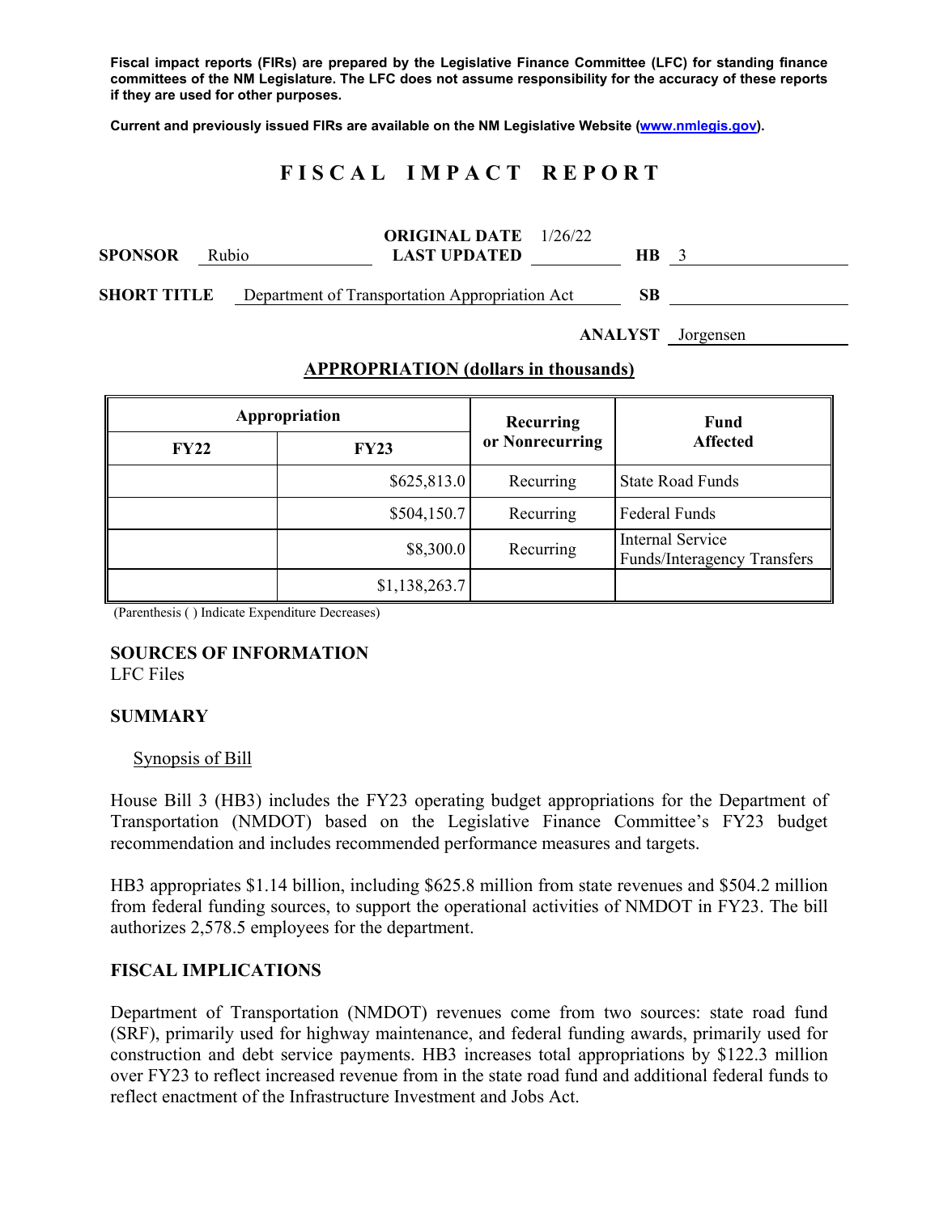**Fiscal impact reports (FIRs) are prepared by the Legislative Finance Committee (LFC) for standing finance committees of the NM Legislature. The LFC does not assume responsibility for the accuracy of these reports if they are used for other purposes.**

**Current and previously issued FIRs are available on the NM Legislative Website (www.nmlegis.gov).**

# F I S C A L   I M P A C T   R E P O R T

**SPONSOR** Rubio | **ORIGINAL DATE** 1/26/22 | **LAST UPDATED** | **HB** 3

**SHORT TITLE** Department of Transportation Appropriation Act | **SB**

**ANALYST** Jorgensen

## APPROPRIATION (dollars in thousands)

| Appropriation | | Recurring or Nonrecurring | Fund Affected |
|---|---|---|---|
| **FY22** | **FY23** | | |
| | $625,813.0 | Recurring | State Road Funds |
| | $504,150.7 | Recurring | Federal Funds |
| | $8,300.0 | Recurring | Internal Service Funds/Interagency Transfers |
| | $1,138,263.7 | | |

(Parenthesis ( ) Indicate Expenditure Decreases)

### SOURCES OF INFORMATION

LFC Files

### SUMMARY

Synopsis of Bill

House Bill 3 (HB3) includes the FY23 operating budget appropriations for the Department of Transportation (NMDOT) based on the Legislative Finance Committee's FY23 budget recommendation and includes recommended performance measures and targets.

HB3 appropriates $1.14 billion, including $625.8 million from state revenues and $504.2 million from federal funding sources, to support the operational activities of NMDOT in FY23. The bill authorizes 2,578.5 employees for the department.

### FISCAL IMPLICATIONS

Department of Transportation (NMDOT) revenues come from two sources: state road fund (SRF), primarily used for highway maintenance, and federal funding awards, primarily used for construction and debt service payments. HB3 increases total appropriations by $122.3 million over FY23 to reflect increased revenue from in the state road fund and additional federal funds to reflect enactment of the Infrastructure Investment and Jobs Act.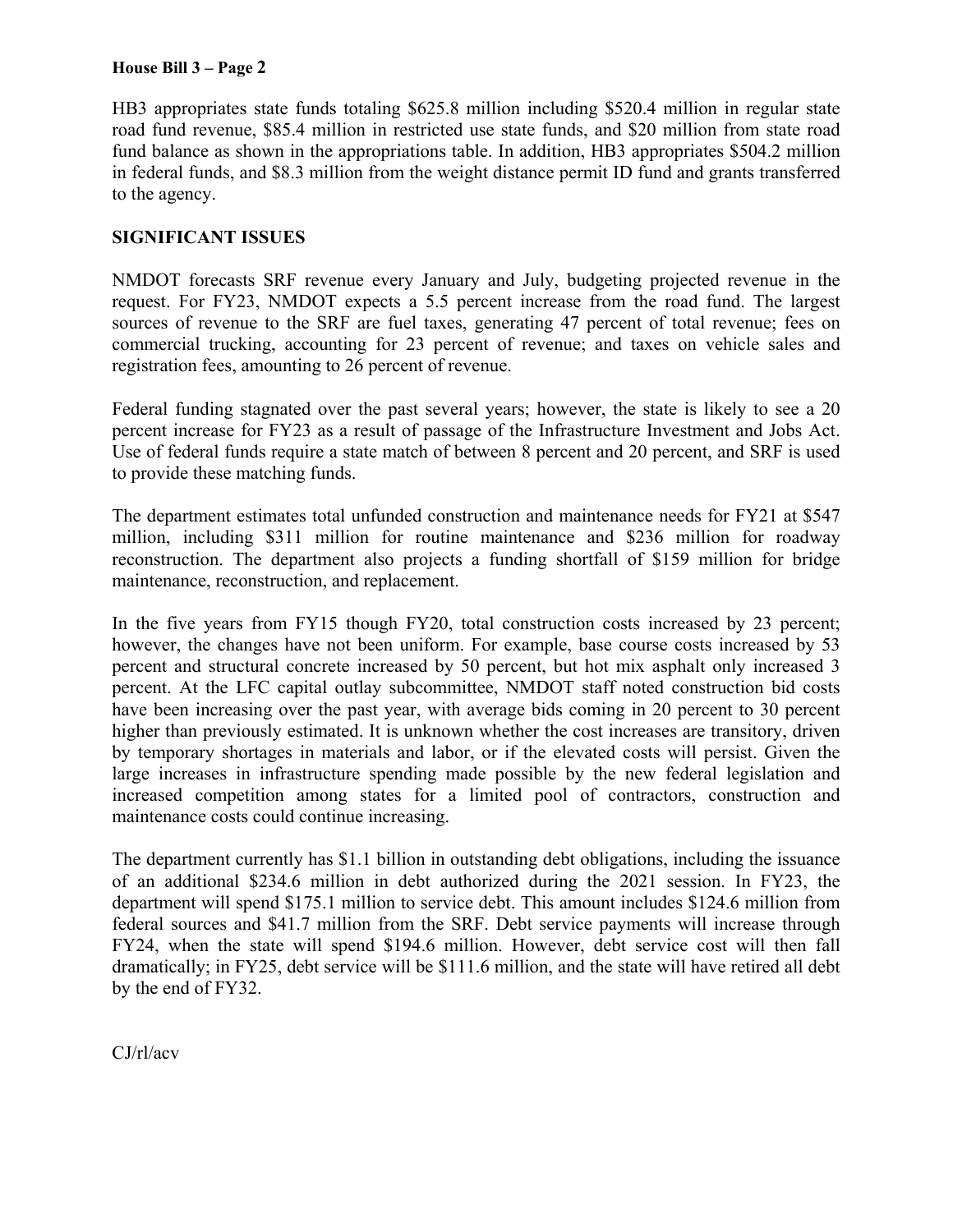HB3 appropriates state funds totaling $625.8 million including $520.4 million in regular state road fund revenue, $85.4 million in restricted use state funds, and $20 million from state road fund balance as shown in the appropriations table. In addition, HB3 appropriates $504.2 million in federal funds, and $8.3 million from the weight distance permit ID fund and grants transferred to the agency.

**SIGNIFICANT ISSUES**

NMDOT forecasts SRF revenue every January and July, budgeting projected revenue in the request. For FY23, NMDOT expects a 5.5 percent increase from the road fund. The largest sources of revenue to the SRF are fuel taxes, generating 47 percent of total revenue; fees on commercial trucking, accounting for 23 percent of revenue; and taxes on vehicle sales and registration fees, amounting to 26 percent of revenue.

Federal funding stagnated over the past several years; however, the state is likely to see a 20 percent increase for FY23 as a result of passage of the Infrastructure Investment and Jobs Act. Use of federal funds require a state match of between 8 percent and 20 percent, and SRF is used to provide these matching funds.

The department estimates total unfunded construction and maintenance needs for FY21 at $547 million, including $311 million for routine maintenance and $236 million for roadway reconstruction. The department also projects a funding shortfall of $159 million for bridge maintenance, reconstruction, and replacement.

In the five years from FY15 though FY20, total construction costs increased by 23 percent; however, the changes have not been uniform. For example, base course costs increased by 53 percent and structural concrete increased by 50 percent, but hot mix asphalt only increased 3 percent. At the LFC capital outlay subcommittee, NMDOT staff noted construction bid costs have been increasing over the past year, with average bids coming in 20 percent to 30 percent higher than previously estimated. It is unknown whether the cost increases are transitory, driven by temporary shortages in materials and labor, or if the elevated costs will persist. Given the large increases in infrastructure spending made possible by the new federal legislation and increased competition among states for a limited pool of contractors, construction and maintenance costs could continue increasing.

The department currently has $1.1 billion in outstanding debt obligations, including the issuance of an additional $234.6 million in debt authorized during the 2021 session. In FY23, the department will spend $175.1 million to service debt. This amount includes $124.6 million from federal sources and $41.7 million from the SRF. Debt service payments will increase through FY24, when the state will spend $194.6 million. However, debt service cost will then fall dramatically; in FY25, debt service will be $111.6 million, and the state will have retired all debt by the end of FY32.

CJ/rl/acv